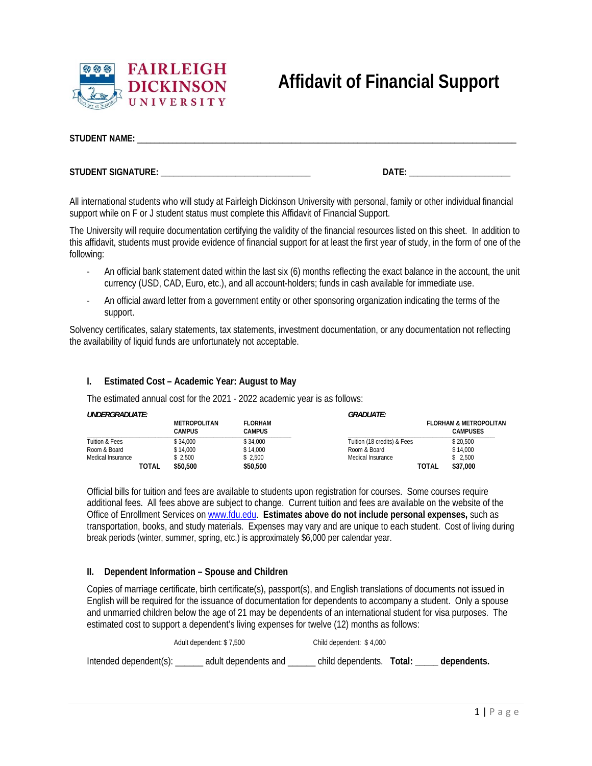FAIRLEIGH DICKINSON UNIVERSITY

# Affidavit of Financial Support

**STUDENT NAME:** ___________________________________________________________________________

**STUDENT SIGNATURE:** ________________________________ **DATE:** _____________________

All international students who will study at Fairleigh Dickinson University with personal, family or other individual financial support while on F or J student status must complete this Affidavit of Financial Support.

The University will require documentation certifying the validity of the financial resources listed on this sheet. In addition to this affidavit, students must provide evidence of financial support for at least the first year of study, in the form of one of the following:

- An official bank statement dated within the last six (6) months reflecting the exact balance in the account, the unit currency (USD, CAD, Euro, etc.), and all account-holders; funds in cash available for immediate use.
- An official award letter from a government entity or other sponsoring organization indicating the terms of the support.

Solvency certificates, salary statements, tax statements, investment documentation, or any documentation not reflecting the availability of liquid funds are unfortunately not acceptable.

## I. Estimated Cost – Academic Year: August to May

The estimated annual cost for the 2021 - 2022 academic year is as follows:

***UNDERGRADUATE:***

| | **METROPOLITAN CAMPUS** | **FLORHAM CAMPUS** |
|---|---|---|
| Tuition & Fees | $ 34,000 | $ 34,000 |
| Room & Board | $ 14,000 | $ 14,000 |
| Medical Insurance | $ 2,500 | $ 2,500 |
| **TOTAL** | **$50,500** | **$50,500** |

***GRADUATE:***

| | **FLORHAM & METROPOLITAN CAMPUSES** |
|---|---|
| Tuition (18 credits) & Fees | $ 20,500 |
| Room & Board | $ 14,000 |
| Medical Insurance | $ 2,500 |
| **TOTAL** | **$37,000** |

Official bills for tuition and fees are available to students upon registration for courses. Some courses require additional fees. All fees above are subject to change. Current tuition and fees are available on the website of the Office of Enrollment Services on www.fdu.edu. **Estimates above do not include personal expenses,** such as transportation, books, and study materials. Expenses may vary and are unique to each student. Cost of living during break periods (winter, summer, spring, etc.) is approximately $6,000 per calendar year.

## II. Dependent Information – Spouse and Children

Copies of marriage certificate, birth certificate(s), passport(s), and English translations of documents not issued in English will be required for the issuance of documentation for dependents to accompany a student. Only a spouse and unmarried children below the age of 21 may be dependents of an international student for visa purposes. The estimated cost to support a dependent's living expenses for twelve (12) months as follows:

Adult dependent: $ 7,500     Child dependent: $ 4,000

Intended dependent(s): ______ adult dependents and ______ child dependents. **Total:** _____ **dependents.**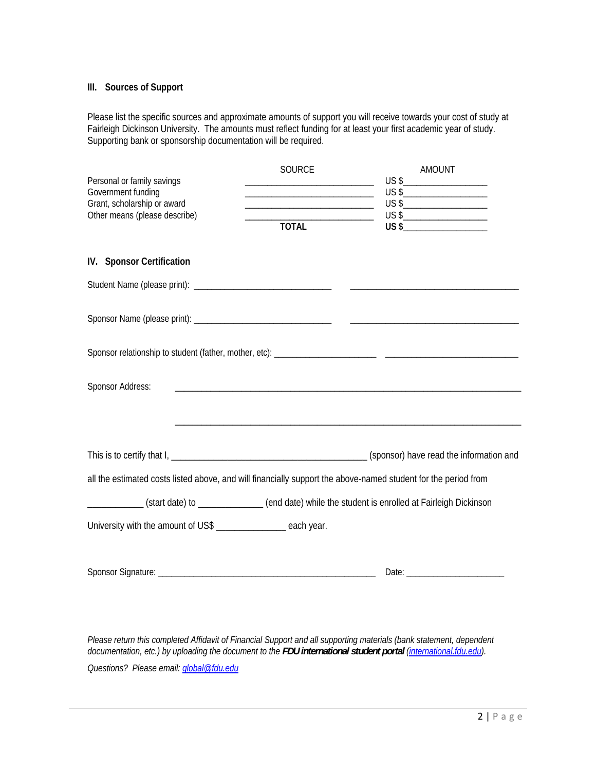## III. Sources of Support

Please list the specific sources and approximate amounts of support you will receive towards your cost of study at Fairleigh Dickinson University. The amounts must reflect funding for at least your first academic year of study. Supporting bank or sponsorship documentation will be required.

| | SOURCE | AMOUNT |
|---|---|---|
| Personal or family savings | ____________________________ | US $__________________ |
| Government funding | ____________________________ | US $__________________ |
| Grant, scholarship or award | ____________________________ | US $__________________ |
| Other means (please describe) | ____________________________ | US $__________________ |
| | **TOTAL** | **US $**__________________ |

## IV. Sponsor Certification

Student Name (please print): ______________________________ ______________________________________

Sponsor Name (please print): ______________________________ ______________________________________

Sponsor relationship to student (father, mother, etc): ______________________ ______________________________

Sponsor Address: ____________________________________________________________________________

____________________________________________________________________________

This is to certify that I, __________________________________________ (sponsor) have read the information and all the estimated costs listed above, and will financially support the above-named student for the period from ____________ (start date) to ______________ (end date) while the student is enrolled at Fairleigh Dickinson University with the amount of US$ _______________ each year.

Sponsor Signature: ________________________________________________ Date: _____________________

*Please return this completed Affidavit of Financial Support and all supporting materials (bank statement, dependent documentation, etc.) by uploading the document to the* ***FDU international student portal*** *(international.fdu.edu).*

*Questions? Please email: global@fdu.edu*